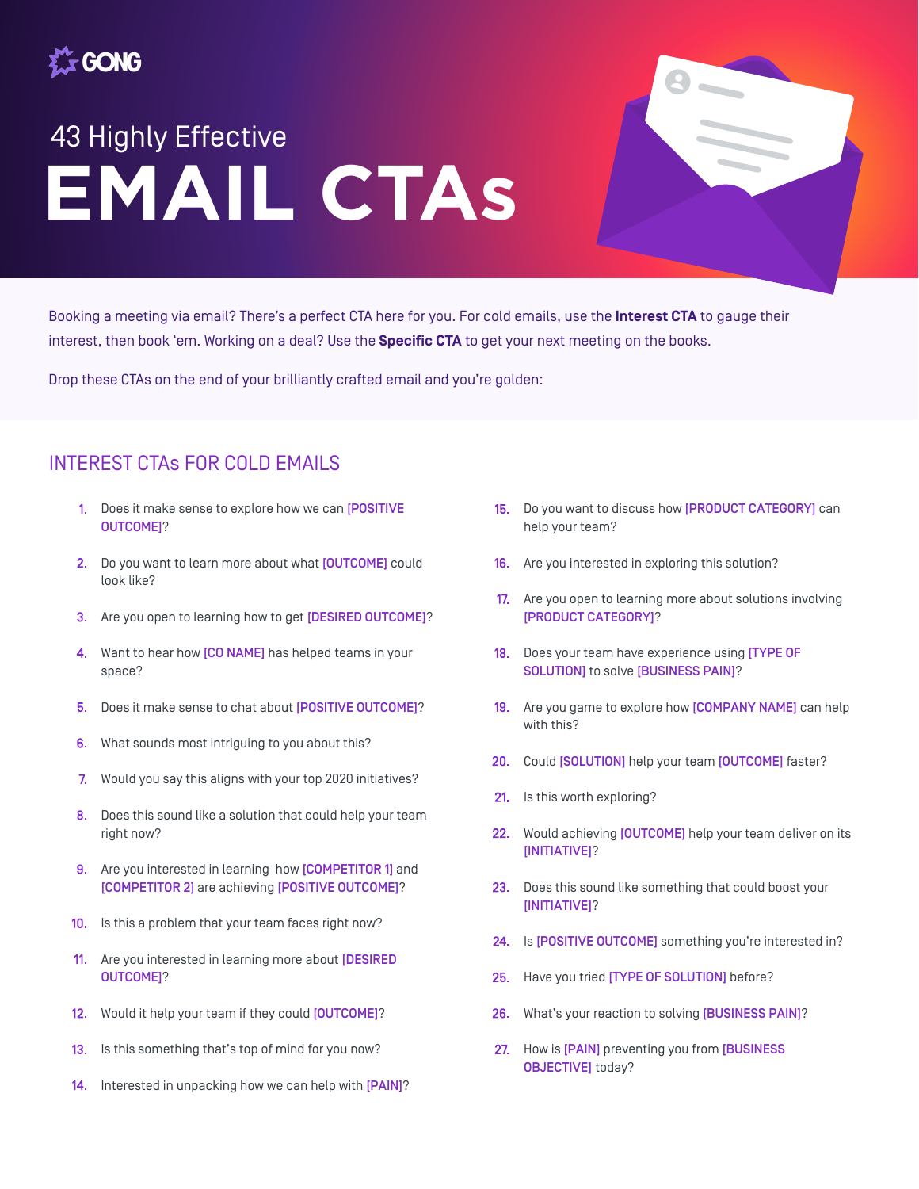GONG

# 43 Highly Effective EMAIL CTAs

Booking a meeting via email? There's a perfect CTA here for you. For cold emails, use the **Interest CTA** to gauge their interest, then book 'em. Working on a deal? Use the **Specific CTA** to get your next meeting on the books.

Drop these CTAs on the end of your brilliantly crafted email and you're golden:

## INTEREST CTAs FOR COLD EMAILS

1. Does it make sense to explore how we can [POSITIVE OUTCOME]?
2. Do you want to learn more about what [OUTCOME] could look like?
3. Are you open to learning how to get [DESIRED OUTCOME]?
4. Want to hear how [CO NAME] has helped teams in your space?
5. Does it make sense to chat about [POSITIVE OUTCOME]?
6. What sounds most intriguing to you about this?
7. Would you say this aligns with your top 2020 initiatives?
8. Does this sound like a solution that could help your team right now?
9. Are you interested in learning how [COMPETITOR 1] and [COMPETITOR 2] are achieving [POSITIVE OUTCOME]?
10. Is this a problem that your team faces right now?
11. Are you interested in learning more about [DESIRED OUTCOME]?
12. Would it help your team if they could [OUTCOME]?
13. Is this something that's top of mind for you now?
14. Interested in unpacking how we can help with [PAIN]?
15. Do you want to discuss how [PRODUCT CATEGORY] can help your team?
16. Are you interested in exploring this solution?
17. Are you open to learning more about solutions involving [PRODUCT CATEGORY]?
18. Does your team have experience using [TYPE OF SOLUTION] to solve [BUSINESS PAIN]?
19. Are you game to explore how [COMPANY NAME] can help with this?
20. Could [SOLUTION] help your team [OUTCOME] faster?
21. Is this worth exploring?
22. Would achieving [OUTCOME] help your team deliver on its [INITIATIVE]?
23. Does this sound like something that could boost your [INITIATIVE]?
24. Is [POSITIVE OUTCOME] something you're interested in?
25. Have you tried [TYPE OF SOLUTION] before?
26. What's your reaction to solving [BUSINESS PAIN]?
27. How is [PAIN] preventing you from [BUSINESS OBJECTIVE] today?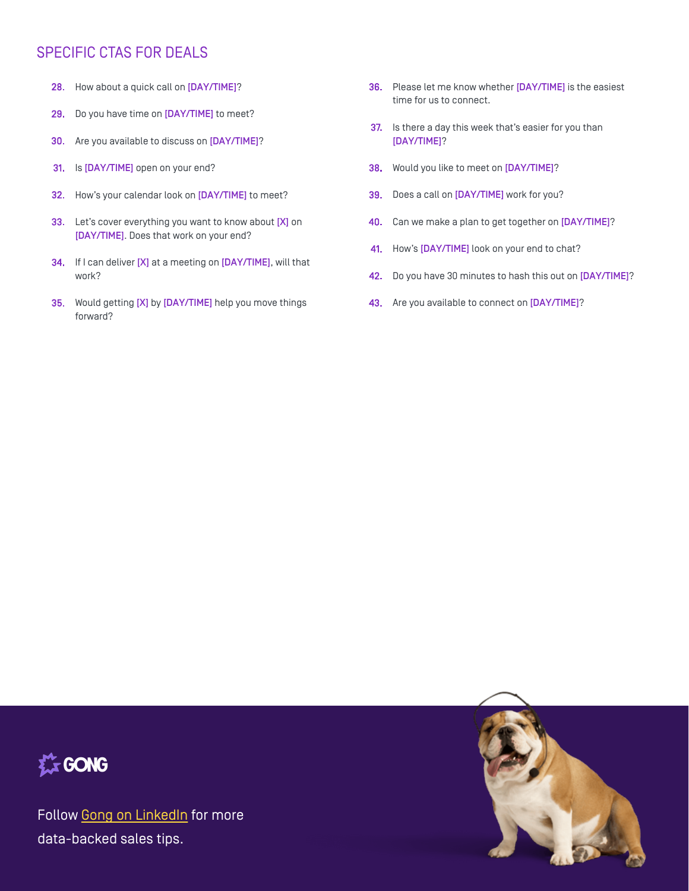## SPECIFIC CTAS FOR DEALS

28. How about a quick call on [DAY/TIME]?
29. Do you have time on [DAY/TIME] to meet?
30. Are you available to discuss on [DAY/TIME]?
31. Is [DAY/TIME] open on your end?
32. How's your calendar look on [DAY/TIME] to meet?
33. Let's cover everything you want to know about [X] on [DAY/TIME]. Does that work on your end?
34. If I can deliver [X] at a meeting on [DAY/TIME], will that work?
35. Would getting [X] by [DAY/TIME] help you move things forward?
36. Please let me know whether [DAY/TIME] is the easiest time for us to connect.
37. Is there a day this week that's easier for you than [DAY/TIME]?
38. Would you like to meet on [DAY/TIME]?
39. Does a call on [DAY/TIME] work for you?
40. Can we make a plan to get together on [DAY/TIME]?
41. How's [DAY/TIME] look on your end to chat?
42. Do you have 30 minutes to hash this out on [DAY/TIME]?
43. Are you available to connect on [DAY/TIME]?

GONG

Follow Gong on LinkedIn for more data-backed sales tips.